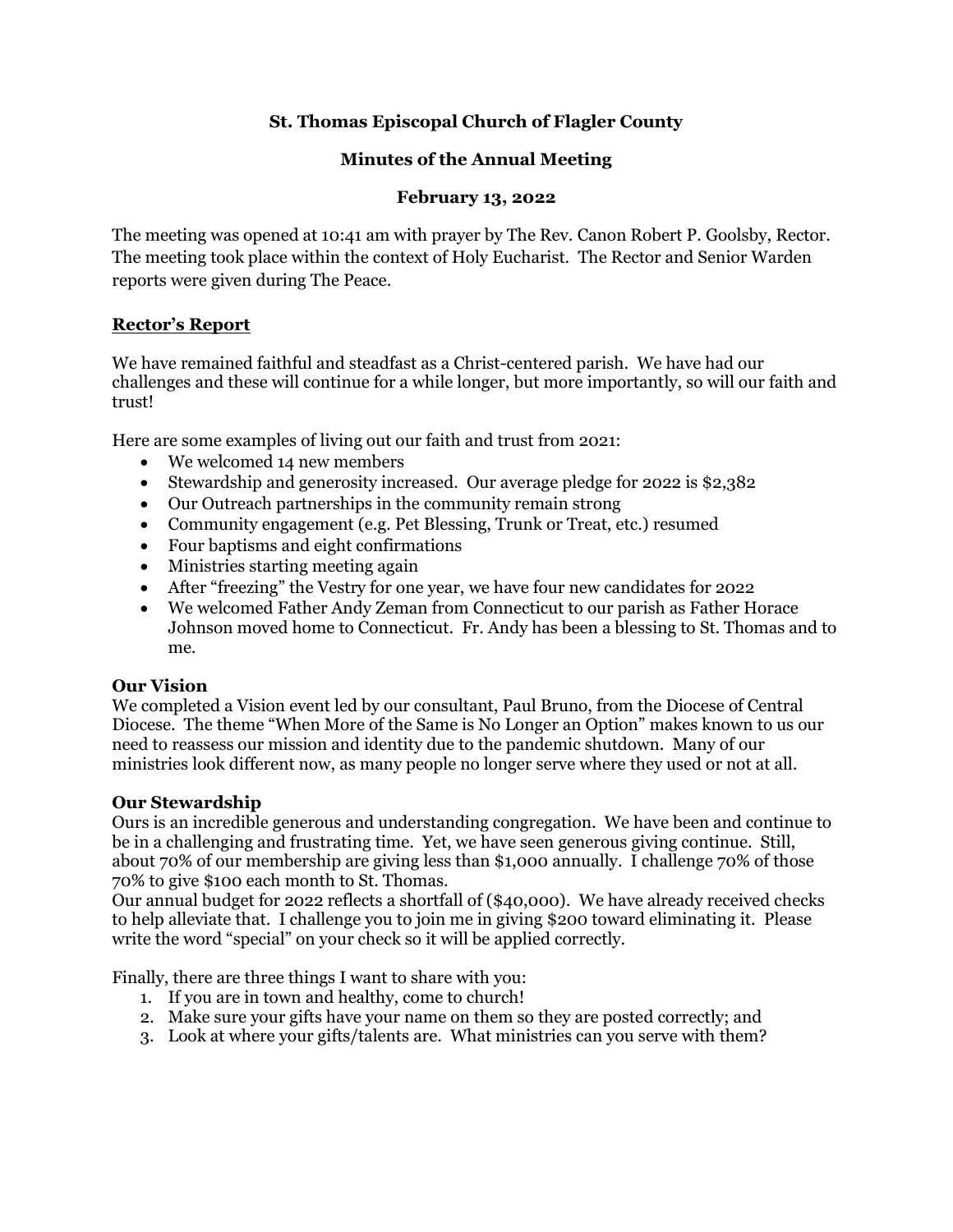**St. Thomas Episcopal Church of Flagler County**

**Minutes of the Annual Meeting**

**February 13, 2022**

The meeting was opened at 10:41 am with prayer by The Rev. Canon Robert P. Goolsby, Rector. The meeting took place within the context of Holy Eucharist. The Rector and Senior Warden reports were given during The Peace.

## Rector's Report

We have remained faithful and steadfast as a Christ-centered parish. We have had our challenges and these will continue for a while longer, but more importantly, so will our faith and trust!

Here are some examples of living out our faith and trust from 2021:

- We welcomed 14 new members
- Stewardship and generosity increased. Our average pledge for 2022 is $2,382
- Our Outreach partnerships in the community remain strong
- Community engagement (e.g. Pet Blessing, Trunk or Treat, etc.) resumed
- Four baptisms and eight confirmations
- Ministries starting meeting again
- After "freezing" the Vestry for one year, we have four new candidates for 2022
- We welcomed Father Andy Zeman from Connecticut to our parish as Father Horace Johnson moved home to Connecticut. Fr. Andy has been a blessing to St. Thomas and to me.

### Our Vision

We completed a Vision event led by our consultant, Paul Bruno, from the Diocese of Central Diocese. The theme "When More of the Same is No Longer an Option" makes known to us our need to reassess our mission and identity due to the pandemic shutdown. Many of our ministries look different now, as many people no longer serve where they used or not at all.

### Our Stewardship

Ours is an incredible generous and understanding congregation. We have been and continue to be in a challenging and frustrating time. Yet, we have seen generous giving continue. Still, about 70% of our membership are giving less than $1,000 annually. I challenge 70% of those 70% to give $100 each month to St. Thomas.

Our annual budget for 2022 reflects a shortfall of ($40,000). We have already received checks to help alleviate that. I challenge you to join me in giving $200 toward eliminating it. Please write the word "special" on your check so it will be applied correctly.

Finally, there are three things I want to share with you:

1. If you are in town and healthy, come to church!
2. Make sure your gifts have your name on them so they are posted correctly; and
3. Look at where your gifts/talents are. What ministries can you serve with them?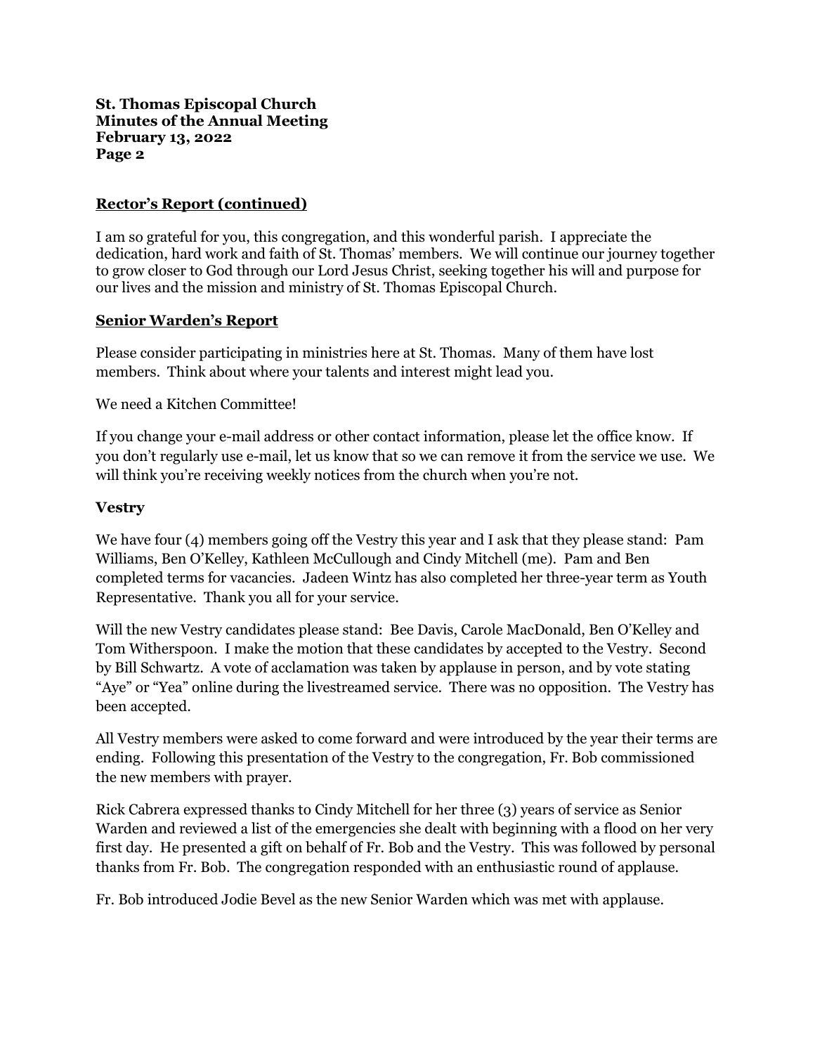## Rector's Report (continued)

I am so grateful for you, this congregation, and this wonderful parish. I appreciate the dedication, hard work and faith of St. Thomas' members. We will continue our journey together to grow closer to God through our Lord Jesus Christ, seeking together his will and purpose for our lives and the mission and ministry of St. Thomas Episcopal Church.

## Senior Warden's Report

Please consider participating in ministries here at St. Thomas. Many of them have lost members. Think about where your talents and interest might lead you.

We need a Kitchen Committee!

If you change your e-mail address or other contact information, please let the office know. If you don't regularly use e-mail, let us know that so we can remove it from the service we use. We will think you're receiving weekly notices from the church when you're not.

### Vestry

We have four (4) members going off the Vestry this year and I ask that they please stand: Pam Williams, Ben O'Kelley, Kathleen McCullough and Cindy Mitchell (me). Pam and Ben completed terms for vacancies. Jadeen Wintz has also completed her three-year term as Youth Representative. Thank you all for your service.

Will the new Vestry candidates please stand: Bee Davis, Carole MacDonald, Ben O'Kelley and Tom Witherspoon. I make the motion that these candidates by accepted to the Vestry. Second by Bill Schwartz. A vote of acclamation was taken by applause in person, and by vote stating "Aye" or "Yea" online during the livestreamed service. There was no opposition. The Vestry has been accepted.

All Vestry members were asked to come forward and were introduced by the year their terms are ending. Following this presentation of the Vestry to the congregation, Fr. Bob commissioned the new members with prayer.

Rick Cabrera expressed thanks to Cindy Mitchell for her three (3) years of service as Senior Warden and reviewed a list of the emergencies she dealt with beginning with a flood on her very first day. He presented a gift on behalf of Fr. Bob and the Vestry. This was followed by personal thanks from Fr. Bob. The congregation responded with an enthusiastic round of applause.

Fr. Bob introduced Jodie Bevel as the new Senior Warden which was met with applause.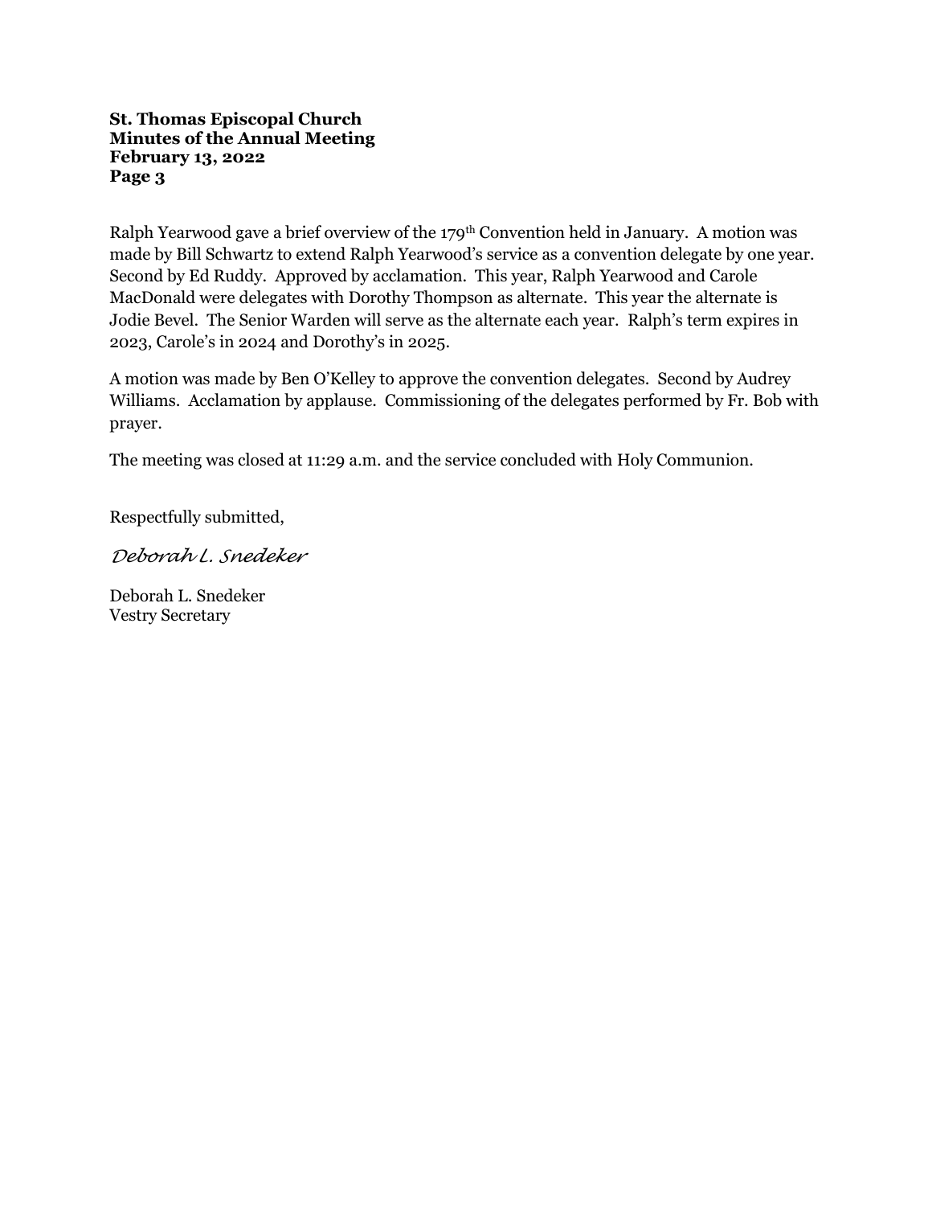Ralph Yearwood gave a brief overview of the 179th Convention held in January. A motion was made by Bill Schwartz to extend Ralph Yearwood's service as a convention delegate by one year. Second by Ed Ruddy. Approved by acclamation. This year, Ralph Yearwood and Carole MacDonald were delegates with Dorothy Thompson as alternate. This year the alternate is Jodie Bevel. The Senior Warden will serve as the alternate each year. Ralph's term expires in 2023, Carole's in 2024 and Dorothy's in 2025.

A motion was made by Ben O'Kelley to approve the convention delegates. Second by Audrey Williams. Acclamation by applause. Commissioning of the delegates performed by Fr. Bob with prayer.

The meeting was closed at 11:29 a.m. and the service concluded with Holy Communion.

Respectfully submitted,

*Deborah L. Snedeker*

Deborah L. Snedeker
Vestry Secretary